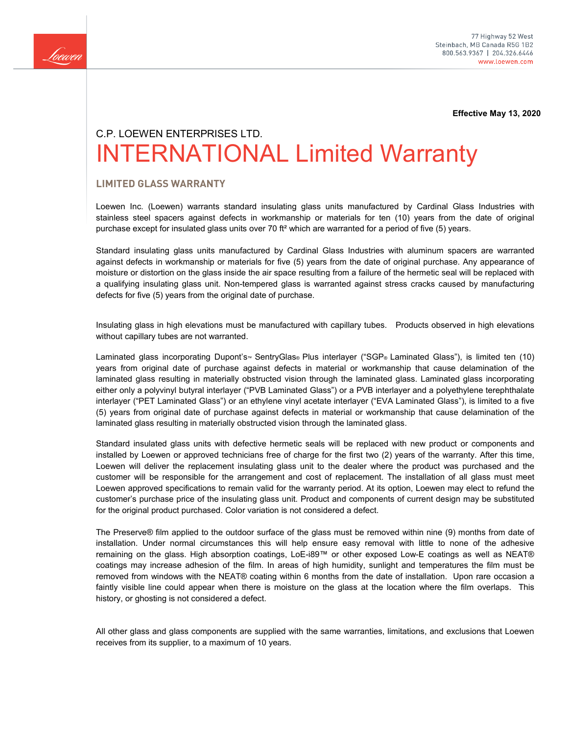77 Highway 52 West
Steinbach, MB Canada R5G 1B2
800.563.9367 | 204.326.6446
www.loewen.com

**Effective May 13, 2020**

C.P. LOEWEN ENTERPRISES LTD.

# INTERNATIONAL Limited Warranty

## LIMITED GLASS WARRANTY

Loewen Inc. (Loewen) warrants standard insulating glass units manufactured by Cardinal Glass Industries with stainless steel spacers against defects in workmanship or materials for ten (10) years from the date of original purchase except for insulated glass units over 70 ft² which are warranted for a period of five (5) years.

Standard insulating glass units manufactured by Cardinal Glass Industries with aluminum spacers are warranted against defects in workmanship or materials for five (5) years from the date of original purchase. Any appearance of moisture or distortion on the glass inside the air space resulting from a failure of the hermetic seal will be replaced with a qualifying insulating glass unit. Non-tempered glass is warranted against stress cracks caused by manufacturing defects for five (5) years from the original date of purchase.

Insulating glass in high elevations must be manufactured with capillary tubes. Products observed in high elevations without capillary tubes are not warranted.

Laminated glass incorporating Dupont's™ SentryGlas® Plus interlayer ("SGP® Laminated Glass"), is limited ten (10) years from original date of purchase against defects in material or workmanship that cause delamination of the laminated glass resulting in materially obstructed vision through the laminated glass. Laminated glass incorporating either only a polyvinyl butyral interlayer ("PVB Laminated Glass") or a PVB interlayer and a polyethylene terephthalate interlayer ("PET Laminated Glass") or an ethylene vinyl acetate interlayer ("EVA Laminated Glass"), is limited to a five (5) years from original date of purchase against defects in material or workmanship that cause delamination of the laminated glass resulting in materially obstructed vision through the laminated glass.

Standard insulated glass units with defective hermetic seals will be replaced with new product or components and installed by Loewen or approved technicians free of charge for the first two (2) years of the warranty. After this time, Loewen will deliver the replacement insulating glass unit to the dealer where the product was purchased and the customer will be responsible for the arrangement and cost of replacement. The installation of all glass must meet Loewen approved specifications to remain valid for the warranty period. At its option, Loewen may elect to refund the customer's purchase price of the insulating glass unit. Product and components of current design may be substituted for the original product purchased. Color variation is not considered a defect.

The Preserve® film applied to the outdoor surface of the glass must be removed within nine (9) months from date of installation. Under normal circumstances this will help ensure easy removal with little to none of the adhesive remaining on the glass. High absorption coatings, LoE-i89™ or other exposed Low-E coatings as well as NEAT® coatings may increase adhesion of the film. In areas of high humidity, sunlight and temperatures the film must be removed from windows with the NEAT® coating within 6 months from the date of installation. Upon rare occasion a faintly visible line could appear when there is moisture on the glass at the location where the film overlaps. This history, or ghosting is not considered a defect.

All other glass and glass components are supplied with the same warranties, limitations, and exclusions that Loewen receives from its supplier, to a maximum of 10 years.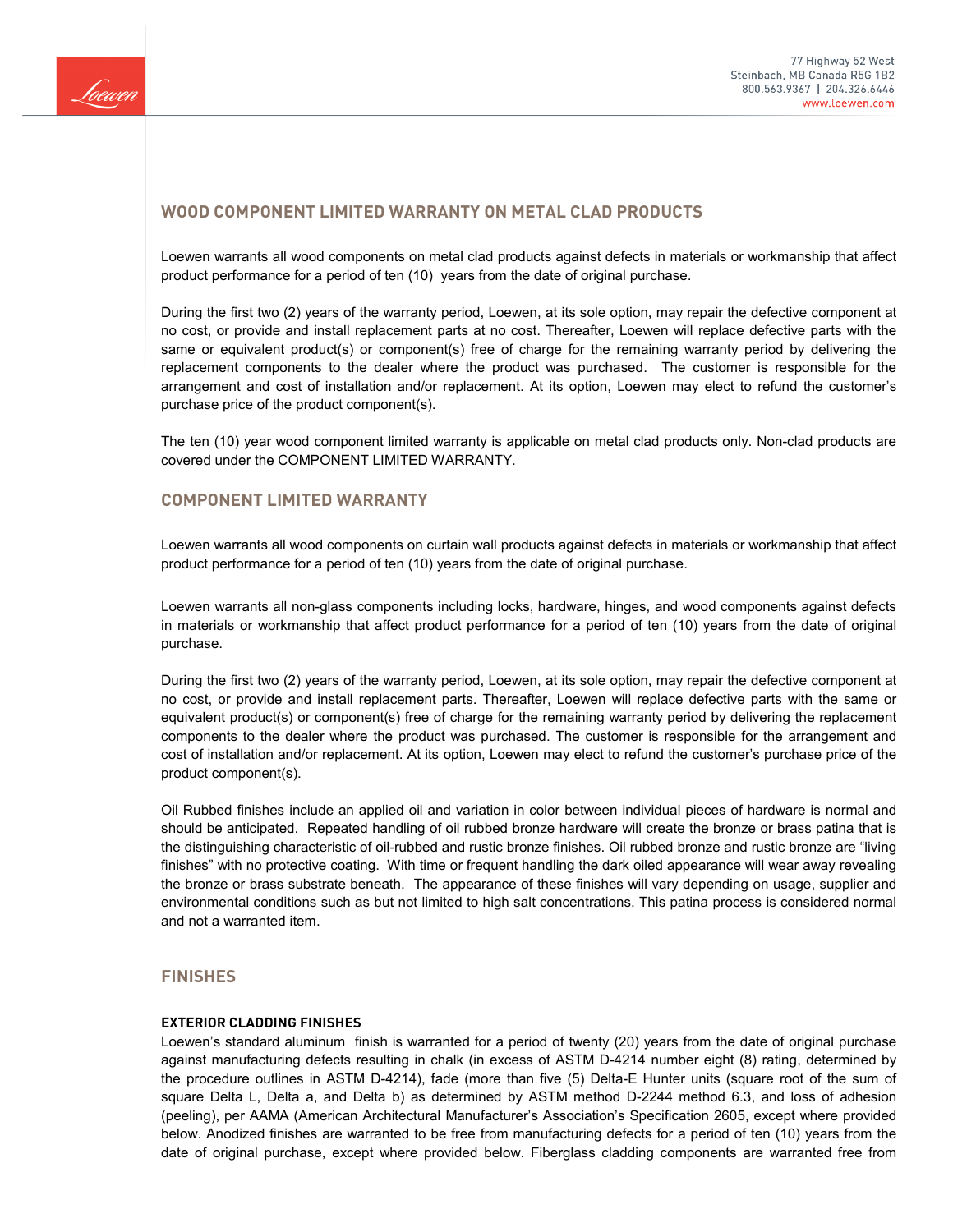## WOOD COMPONENT LIMITED WARRANTY ON METAL CLAD PRODUCTS

Loewen warrants all wood components on metal clad products against defects in materials or workmanship that affect product performance for a period of ten (10) years from the date of original purchase.

During the first two (2) years of the warranty period, Loewen, at its sole option, may repair the defective component at no cost, or provide and install replacement parts at no cost. Thereafter, Loewen will replace defective parts with the same or equivalent product(s) or component(s) free of charge for the remaining warranty period by delivering the replacement components to the dealer where the product was purchased. The customer is responsible for the arrangement and cost of installation and/or replacement. At its option, Loewen may elect to refund the customer's purchase price of the product component(s).

The ten (10) year wood component limited warranty is applicable on metal clad products only. Non-clad products are covered under the COMPONENT LIMITED WARRANTY.

## COMPONENT LIMITED WARRANTY

Loewen warrants all wood components on curtain wall products against defects in materials or workmanship that affect product performance for a period of ten (10) years from the date of original purchase.

Loewen warrants all non-glass components including locks, hardware, hinges, and wood components against defects in materials or workmanship that affect product performance for a period of ten (10) years from the date of original purchase.

During the first two (2) years of the warranty period, Loewen, at its sole option, may repair the defective component at no cost, or provide and install replacement parts. Thereafter, Loewen will replace defective parts with the same or equivalent product(s) or component(s) free of charge for the remaining warranty period by delivering the replacement components to the dealer where the product was purchased. The customer is responsible for the arrangement and cost of installation and/or replacement. At its option, Loewen may elect to refund the customer's purchase price of the product component(s).

Oil Rubbed finishes include an applied oil and variation in color between individual pieces of hardware is normal and should be anticipated. Repeated handling of oil rubbed bronze hardware will create the bronze or brass patina that is the distinguishing characteristic of oil-rubbed and rustic bronze finishes. Oil rubbed bronze and rustic bronze are "living finishes" with no protective coating. With time or frequent handling the dark oiled appearance will wear away revealing the bronze or brass substrate beneath. The appearance of these finishes will vary depending on usage, supplier and environmental conditions such as but not limited to high salt concentrations. This patina process is considered normal and not a warranted item.

## FINISHES

**EXTERIOR CLADDING FINISHES**

Loewen's standard aluminum finish is warranted for a period of twenty (20) years from the date of original purchase against manufacturing defects resulting in chalk (in excess of ASTM D-4214 number eight (8) rating, determined by the procedure outlines in ASTM D-4214), fade (more than five (5) Delta-E Hunter units (square root of the sum of square Delta L, Delta a, and Delta b) as determined by ASTM method D-2244 method 6.3, and loss of adhesion (peeling), per AAMA (American Architectural Manufacturer's Association's Specification 2605, except where provided below. Anodized finishes are warranted to be free from manufacturing defects for a period of ten (10) years from the date of original purchase, except where provided below. Fiberglass cladding components are warranted free from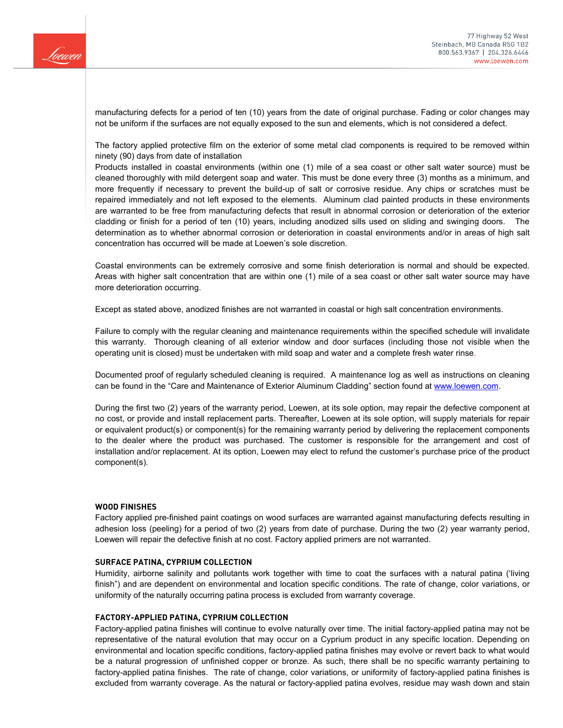manufacturing defects for a period of ten (10) years from the date of original purchase. Fading or color changes may not be uniform if the surfaces are not equally exposed to the sun and elements, which is not considered a defect.

The factory applied protective film on the exterior of some metal clad components is required to be removed within ninety (90) days from date of installation
Products installed in coastal environments (within one (1) mile of a sea coast or other salt water source) must be cleaned thoroughly with mild detergent soap and water. This must be done every three (3) months as a minimum, and more frequently if necessary to prevent the build-up of salt or corrosive residue. Any chips or scratches must be repaired immediately and not left exposed to the elements. Aluminum clad painted products in these environments are warranted to be free from manufacturing defects that result in abnormal corrosion or deterioration of the exterior cladding or finish for a period of ten (10) years, including anodized sills used on sliding and swinging doors. The determination as to whether abnormal corrosion or deterioration in coastal environments and/or in areas of high salt concentration has occurred will be made at Loewen's sole discretion.

Coastal environments can be extremely corrosive and some finish deterioration is normal and should be expected. Areas with higher salt concentration that are within one (1) mile of a sea coast or other salt water source may have more deterioration occurring.

Except as stated above, anodized finishes are not warranted in coastal or high salt concentration environments.

Failure to comply with the regular cleaning and maintenance requirements within the specified schedule will invalidate this warranty. Thorough cleaning of all exterior window and door surfaces (including those not visible when the operating unit is closed) must be undertaken with mild soap and water and a complete fresh water rinse.

Documented proof of regularly scheduled cleaning is required. A maintenance log as well as instructions on cleaning can be found in the "Care and Maintenance of Exterior Aluminum Cladding" section found at www.loewen.com.

During the first two (2) years of the warranty period, Loewen, at its sole option, may repair the defective component at no cost, or provide and install replacement parts. Thereafter, Loewen at its sole option, will supply materials for repair or equivalent product(s) or component(s) for the remaining warranty period by delivering the replacement components to the dealer where the product was purchased. The customer is responsible for the arrangement and cost of installation and/or replacement. At its option, Loewen may elect to refund the customer's purchase price of the product component(s).

**WOOD FINISHES**
Factory applied pre-finished paint coatings on wood surfaces are warranted against manufacturing defects resulting in adhesion loss (peeling) for a period of two (2) years from date of purchase. During the two (2) year warranty period, Loewen will repair the defective finish at no cost. Factory applied primers are not warranted.

**SURFACE PATINA, CYPRIUM COLLECTION**
Humidity, airborne salinity and pollutants work together with time to coat the surfaces with a natural patina ('living finish") and are dependent on environmental and location specific conditions. The rate of change, color variations, or uniformity of the naturally occurring patina process is excluded from warranty coverage.

**FACTORY-APPLIED PATINA, CYPRIUM COLLECTION**
Factory-applied patina finishes will continue to evolve naturally over time. The initial factory-applied patina may not be representative of the natural evolution that may occur on a Cyprium product in any specific location. Depending on environmental and location specific conditions, factory-applied patina finishes may evolve or revert back to what would be a natural progression of unfinished copper or bronze. As such, there shall be no specific warranty pertaining to factory-applied patina finishes. The rate of change, color variations, or uniformity of factory-applied patina finishes is excluded from warranty coverage. As the natural or factory-applied patina evolves, residue may wash down and stain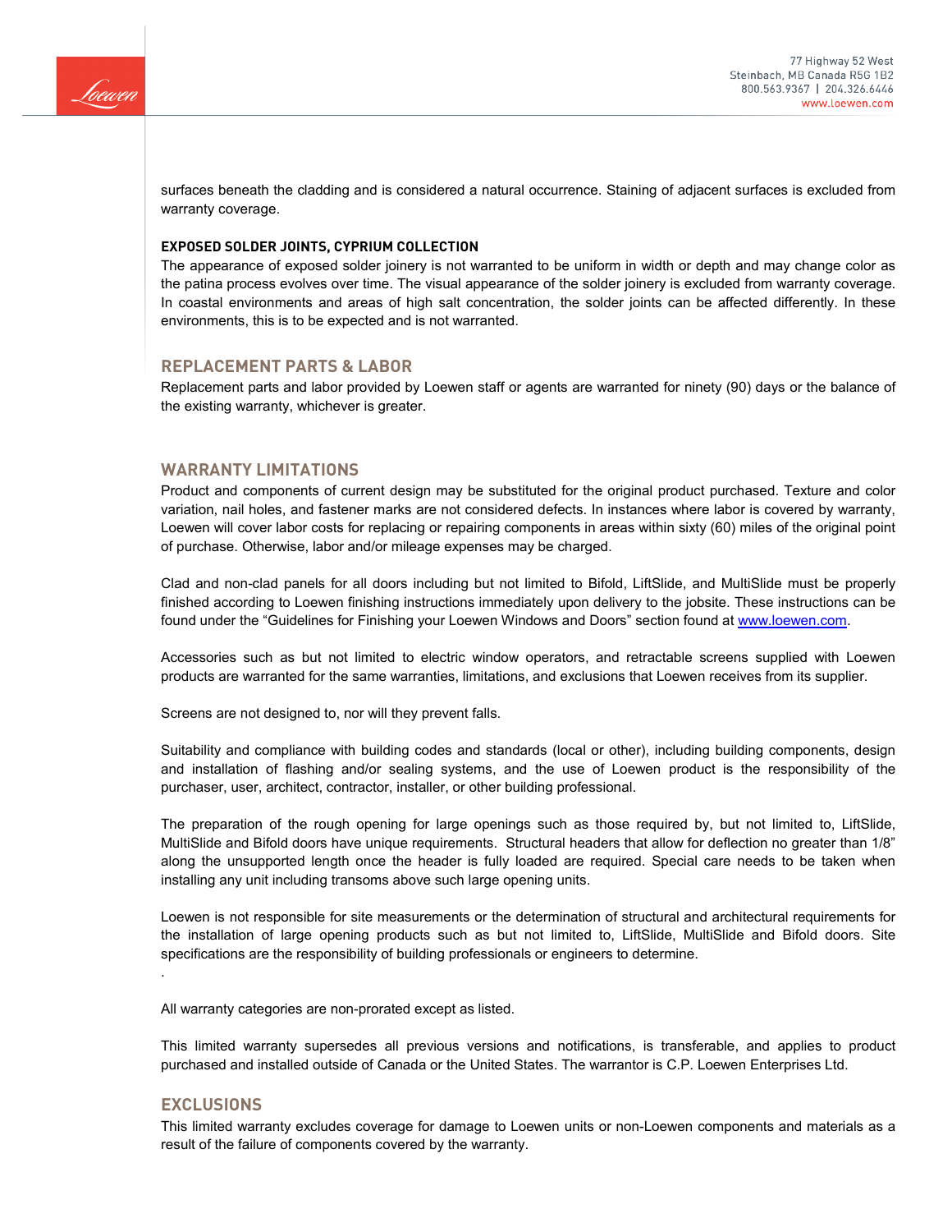surfaces beneath the cladding and is considered a natural occurrence. Staining of adjacent surfaces is excluded from warranty coverage.

**EXPOSED SOLDER JOINTS, CYPRIUM COLLECTION**

The appearance of exposed solder joinery is not warranted to be uniform in width or depth and may change color as the patina process evolves over time. The visual appearance of the solder joinery is excluded from warranty coverage. In coastal environments and areas of high salt concentration, the solder joints can be affected differently. In these environments, this is to be expected and is not warranted.

## REPLACEMENT PARTS & LABOR

Replacement parts and labor provided by Loewen staff or agents are warranted for ninety (90) days or the balance of the existing warranty, whichever is greater.

## WARRANTY LIMITATIONS

Product and components of current design may be substituted for the original product purchased. Texture and color variation, nail holes, and fastener marks are not considered defects. In instances where labor is covered by warranty, Loewen will cover labor costs for replacing or repairing components in areas within sixty (60) miles of the original point of purchase. Otherwise, labor and/or mileage expenses may be charged.

Clad and non-clad panels for all doors including but not limited to Bifold, LiftSlide, and MultiSlide must be properly finished according to Loewen finishing instructions immediately upon delivery to the jobsite. These instructions can be found under the "Guidelines for Finishing your Loewen Windows and Doors" section found at www.loewen.com.

Accessories such as but not limited to electric window operators, and retractable screens supplied with Loewen products are warranted for the same warranties, limitations, and exclusions that Loewen receives from its supplier.

Screens are not designed to, nor will they prevent falls.

Suitability and compliance with building codes and standards (local or other), including building components, design and installation of flashing and/or sealing systems, and the use of Loewen product is the responsibility of the purchaser, user, architect, contractor, installer, or other building professional.

The preparation of the rough opening for large openings such as those required by, but not limited to, LiftSlide, MultiSlide and Bifold doors have unique requirements. Structural headers that allow for deflection no greater than 1/8" along the unsupported length once the header is fully loaded are required. Special care needs to be taken when installing any unit including transoms above such large opening units.

Loewen is not responsible for site measurements or the determination of structural and architectural requirements for the installation of large opening products such as but not limited to, LiftSlide, MultiSlide and Bifold doors. Site specifications are the responsibility of building professionals or engineers to determine.

.

All warranty categories are non-prorated except as listed.

This limited warranty supersedes all previous versions and notifications, is transferable, and applies to product purchased and installed outside of Canada or the United States. The warrantor is C.P. Loewen Enterprises Ltd.

## EXCLUSIONS

This limited warranty excludes coverage for damage to Loewen units or non-Loewen components and materials as a result of the failure of components covered by the warranty.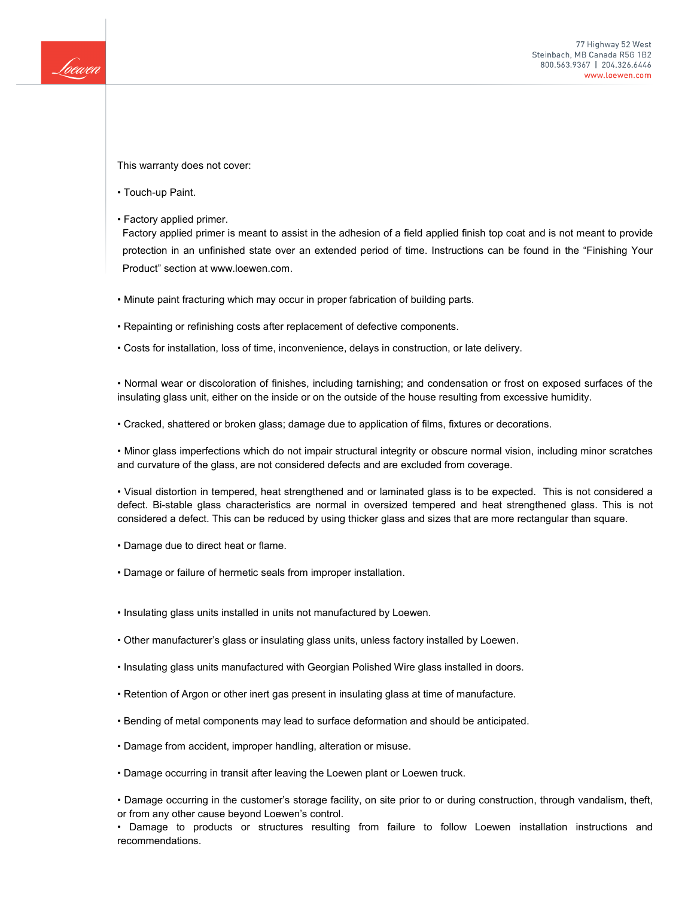This warranty does not cover:

• Touch-up Paint.

• Factory applied primer.
Factory applied primer is meant to assist in the adhesion of a field applied finish top coat and is not meant to provide protection in an unfinished state over an extended period of time. Instructions can be found in the “Finishing Your Product” section at www.loewen.com.

• Minute paint fracturing which may occur in proper fabrication of building parts.

• Repainting or refinishing costs after replacement of defective components.

• Costs for installation, loss of time, inconvenience, delays in construction, or late delivery.

• Normal wear or discoloration of finishes, including tarnishing; and condensation or frost on exposed surfaces of the insulating glass unit, either on the inside or on the outside of the house resulting from excessive humidity.

• Cracked, shattered or broken glass; damage due to application of films, fixtures or decorations.

• Minor glass imperfections which do not impair structural integrity or obscure normal vision, including minor scratches and curvature of the glass, are not considered defects and are excluded from coverage.

• Visual distortion in tempered, heat strengthened and or laminated glass is to be expected. This is not considered a defect. Bi-stable glass characteristics are normal in oversized tempered and heat strengthened glass. This is not considered a defect. This can be reduced by using thicker glass and sizes that are more rectangular than square.

• Damage due to direct heat or flame.

• Damage or failure of hermetic seals from improper installation.

• Insulating glass units installed in units not manufactured by Loewen.

• Other manufacturer’s glass or insulating glass units, unless factory installed by Loewen.

• Insulating glass units manufactured with Georgian Polished Wire glass installed in doors.

• Retention of Argon or other inert gas present in insulating glass at time of manufacture.

• Bending of metal components may lead to surface deformation and should be anticipated.

• Damage from accident, improper handling, alteration or misuse.

• Damage occurring in transit after leaving the Loewen plant or Loewen truck.

• Damage occurring in the customer’s storage facility, on site prior to or during construction, through vandalism, theft, or from any other cause beyond Loewen’s control.

• Damage to products or structures resulting from failure to follow Loewen installation instructions and recommendations.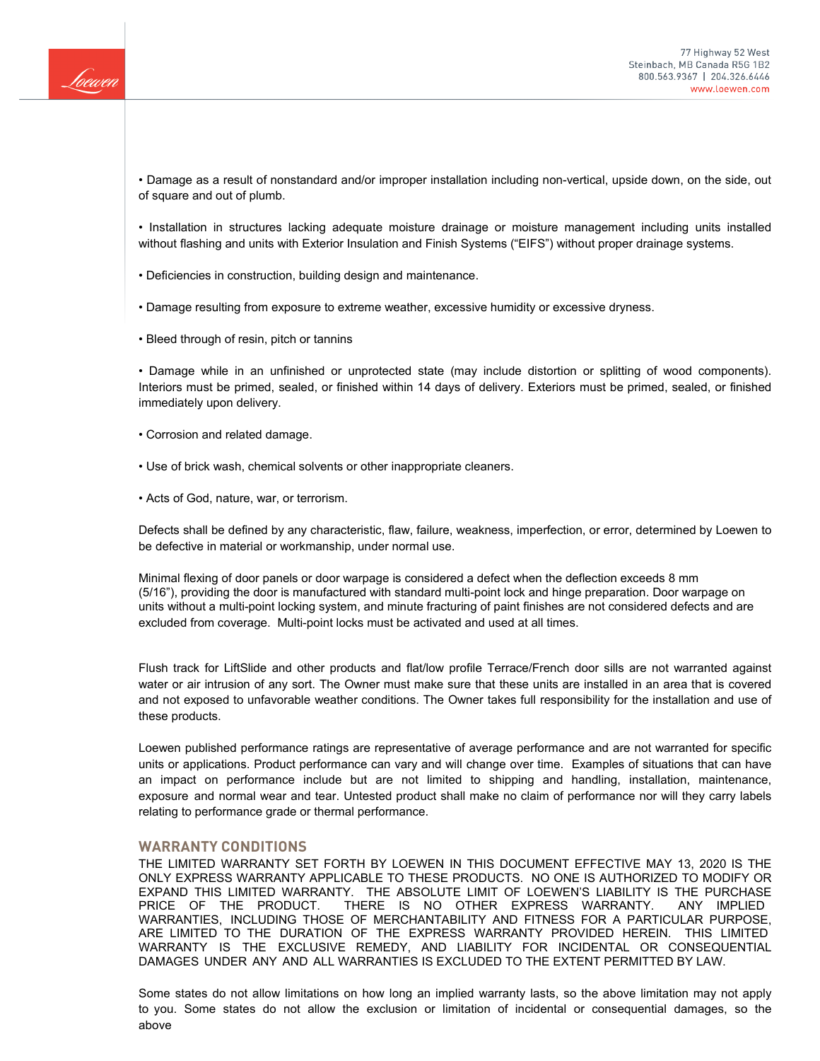• Damage as a result of nonstandard and/or improper installation including non-vertical, upside down, on the side, out of square and out of plumb.

• Installation in structures lacking adequate moisture drainage or moisture management including units installed without flashing and units with Exterior Insulation and Finish Systems ("EIFS") without proper drainage systems.

• Deficiencies in construction, building design and maintenance.

• Damage resulting from exposure to extreme weather, excessive humidity or excessive dryness.

• Bleed through of resin, pitch or tannins

• Damage while in an unfinished or unprotected state (may include distortion or splitting of wood components). Interiors must be primed, sealed, or finished within 14 days of delivery. Exteriors must be primed, sealed, or finished immediately upon delivery.

• Corrosion and related damage.

• Use of brick wash, chemical solvents or other inappropriate cleaners.

• Acts of God, nature, war, or terrorism.

Defects shall be defined by any characteristic, flaw, failure, weakness, imperfection, or error, determined by Loewen to be defective in material or workmanship, under normal use.

Minimal flexing of door panels or door warpage is considered a defect when the deflection exceeds 8 mm (5/16"), providing the door is manufactured with standard multi-point lock and hinge preparation. Door warpage on units without a multi-point locking system, and minute fracturing of paint finishes are not considered defects and are excluded from coverage. Multi-point locks must be activated and used at all times.

Flush track for LiftSlide and other products and flat/low profile Terrace/French door sills are not warranted against water or air intrusion of any sort. The Owner must make sure that these units are installed in an area that is covered and not exposed to unfavorable weather conditions. The Owner takes full responsibility for the installation and use of these products.

Loewen published performance ratings are representative of average performance and are not warranted for specific units or applications. Product performance can vary and will change over time. Examples of situations that can have an impact on performance include but are not limited to shipping and handling, installation, maintenance, exposure and normal wear and tear. Untested product shall make no claim of performance nor will they carry labels relating to performance grade or thermal performance.

## WARRANTY CONDITIONS

THE LIMITED WARRANTY SET FORTH BY LOEWEN IN THIS DOCUMENT EFFECTIVE MAY 13, 2020 IS THE ONLY EXPRESS WARRANTY APPLICABLE TO THESE PRODUCTS. NO ONE IS AUTHORIZED TO MODIFY OR EXPAND THIS LIMITED WARRANTY. THE ABSOLUTE LIMIT OF LOEWEN'S LIABILITY IS THE PURCHASE PRICE OF THE PRODUCT. THERE IS NO OTHER EXPRESS WARRANTY. ANY IMPLIED WARRANTIES, INCLUDING THOSE OF MERCHANTABILITY AND FITNESS FOR A PARTICULAR PURPOSE, ARE LIMITED TO THE DURATION OF THE EXPRESS WARRANTY PROVIDED HEREIN. THIS LIMITED WARRANTY IS THE EXCLUSIVE REMEDY, AND LIABILITY FOR INCIDENTAL OR CONSEQUENTIAL DAMAGES UNDER ANY AND ALL WARRANTIES IS EXCLUDED TO THE EXTENT PERMITTED BY LAW.

Some states do not allow limitations on how long an implied warranty lasts, so the above limitation may not apply to you. Some states do not allow the exclusion or limitation of incidental or consequential damages, so the above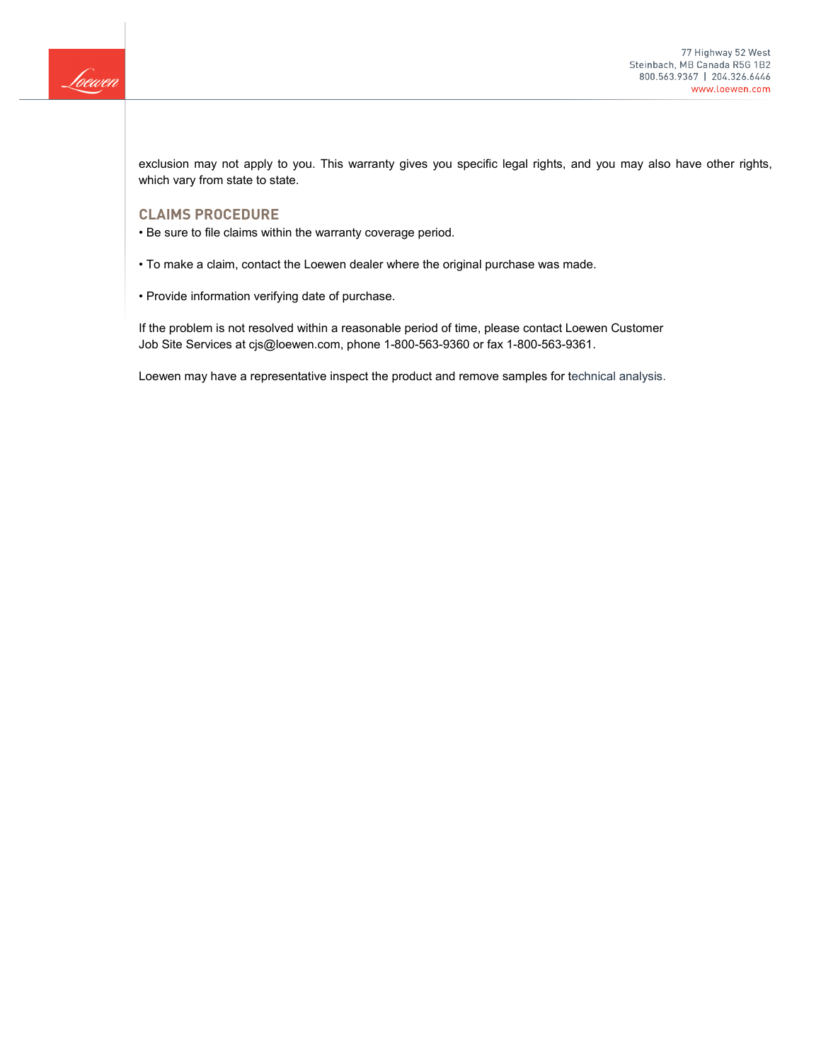exclusion may not apply to you. This warranty gives you specific legal rights, and you may also have other rights, which vary from state to state.

## CLAIMS PROCEDURE

- Be sure to file claims within the warranty coverage period.
- To make a claim, contact the Loewen dealer where the original purchase was made.
- Provide information verifying date of purchase.

If the problem is not resolved within a reasonable period of time, please contact Loewen Customer Job Site Services at cjs@loewen.com, phone 1-800-563-9360 or fax 1-800-563-9361.

Loewen may have a representative inspect the product and remove samples for technical analysis.